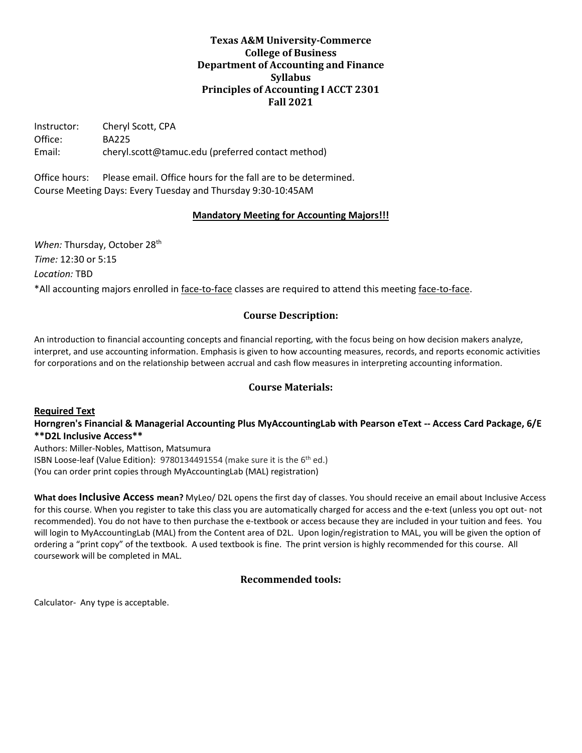**Texas A&M University-Commerce**
**College of Business**
**Department of Accounting and Finance**
**Syllabus**
**Principles of Accounting I ACCT 2301**
**Fall 2021**

Instructor: Cheryl Scott, CPA
Office: BA225
Email: cheryl.scott@tamuc.edu (preferred contact method)

Office hours: Please email. Office hours for the fall are to be determined.
Course Meeting Days: Every Tuesday and Thursday 9:30-10:45AM

## Mandatory Meeting for Accounting Majors!!!

*When:* Thursday, October 28th
*Time:* 12:30 or 5:15
*Location:* TBD
*All accounting majors enrolled in face-to-face classes are required to attend this meeting face-to-face.

## Course Description:

An introduction to financial accounting concepts and financial reporting, with the focus being on how decision makers analyze, interpret, and use accounting information. Emphasis is given to how accounting measures, records, and reports economic activities for corporations and on the relationship between accrual and cash flow measures in interpreting accounting information.

## Course Materials:

**Required Text**

**Horngren's Financial & Managerial Accounting Plus MyAccountingLab with Pearson eText -- Access Card Package, 6/E**
****D2L Inclusive Access****

Authors: Miller-Nobles, Mattison, Matsumura
ISBN Loose-leaf (Value Edition): 9780134491554 (make sure it is the 6th ed.)
(You can order print copies through MyAccountingLab (MAL) registration)

**What does Inclusive Access mean?** MyLeo/ D2L opens the first day of classes. You should receive an email about Inclusive Access for this course. When you register to take this class you are automatically charged for access and the e-text (unless you opt out- not recommended). You do not have to then purchase the e-textbook or access because they are included in your tuition and fees. You will login to MyAccountingLab (MAL) from the Content area of D2L. Upon login/registration to MAL, you will be given the option of ordering a "print copy" of the textbook. A used textbook is fine. The print version is highly recommended for this course. All coursework will be completed in MAL.

## Recommended tools:

Calculator- Any type is acceptable.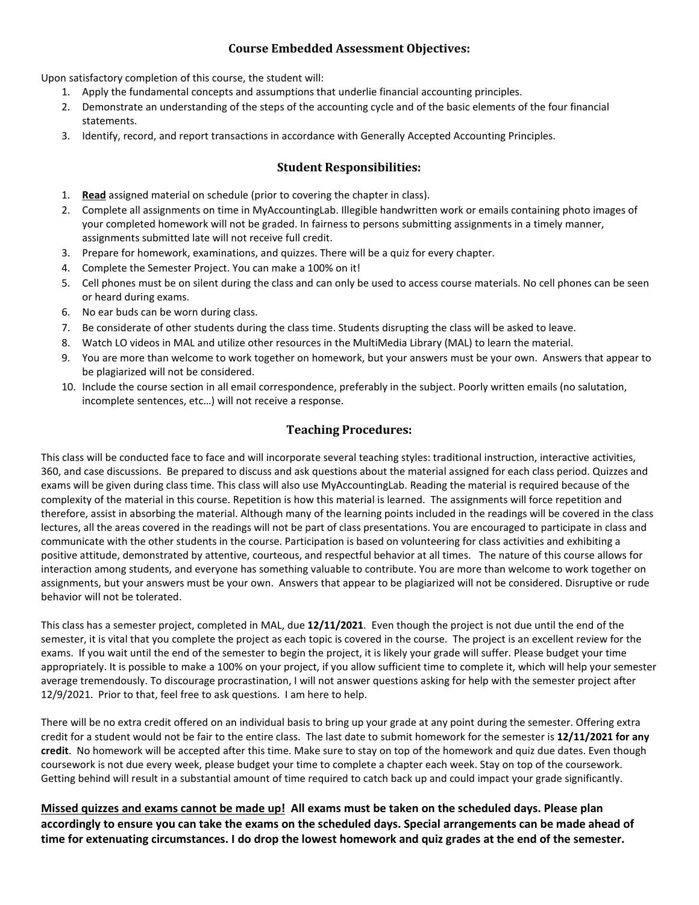## Course Embedded Assessment Objectives:

Upon satisfactory completion of this course, the student will:

1. Apply the fundamental concepts and assumptions that underlie financial accounting principles.
2. Demonstrate an understanding of the steps of the accounting cycle and of the basic elements of the four financial statements.
3. Identify, record, and report transactions in accordance with Generally Accepted Accounting Principles.

## Student Responsibilities:

1. **Read** assigned material on schedule (prior to covering the chapter in class).
2. Complete all assignments on time in MyAccountingLab. Illegible handwritten work or emails containing photo images of your completed homework will not be graded. In fairness to persons submitting assignments in a timely manner, assignments submitted late will not receive full credit.
3. Prepare for homework, examinations, and quizzes. There will be a quiz for every chapter.
4. Complete the Semester Project. You can make a 100% on it!
5. Cell phones must be on silent during the class and can only be used to access course materials. No cell phones can be seen or heard during exams.
6. No ear buds can be worn during class.
7. Be considerate of other students during the class time. Students disrupting the class will be asked to leave.
8. Watch LO videos in MAL and utilize other resources in the MultiMedia Library (MAL) to learn the material.
9. You are more than welcome to work together on homework, but your answers must be your own. Answers that appear to be plagiarized will not be considered.
10. Include the course section in all email correspondence, preferably in the subject. Poorly written emails (no salutation, incomplete sentences, etc…) will not receive a response.

## Teaching Procedures:

This class will be conducted face to face and will incorporate several teaching styles: traditional instruction, interactive activities, 360, and case discussions. Be prepared to discuss and ask questions about the material assigned for each class period. Quizzes and exams will be given during class time. This class will also use MyAccountingLab. Reading the material is required because of the complexity of the material in this course. Repetition is how this material is learned. The assignments will force repetition and therefore, assist in absorbing the material. Although many of the learning points included in the readings will be covered in the class lectures, all the areas covered in the readings will not be part of class presentations. You are encouraged to participate in class and communicate with the other students in the course. Participation is based on volunteering for class activities and exhibiting a positive attitude, demonstrated by attentive, courteous, and respectful behavior at all times. The nature of this course allows for interaction among students, and everyone has something valuable to contribute. You are more than welcome to work together on assignments, but your answers must be your own. Answers that appear to be plagiarized will not be considered. Disruptive or rude behavior will not be tolerated.

This class has a semester project, completed in MAL, due **12/11/2021**. Even though the project is not due until the end of the semester, it is vital that you complete the project as each topic is covered in the course. The project is an excellent review for the exams. If you wait until the end of the semester to begin the project, it is likely your grade will suffer. Please budget your time appropriately. It is possible to make a 100% on your project, if you allow sufficient time to complete it, which will help your semester average tremendously. To discourage procrastination, I will not answer questions asking for help with the semester project after 12/9/2021. Prior to that, feel free to ask questions. I am here to help.

There will be no extra credit offered on an individual basis to bring up your grade at any point during the semester. Offering extra credit for a student would not be fair to the entire class. The last date to submit homework for the semester is **12/11/2021 for any credit**. No homework will be accepted after this time. Make sure to stay on top of the homework and quiz due dates. Even though coursework is not due every week, please budget your time to complete a chapter each week. Stay on top of the coursework. Getting behind will result in a substantial amount of time required to catch back up and could impact your grade significantly.

**<u>Missed quizzes and exams cannot be made up!</u> All exams must be taken on the scheduled days. Please plan accordingly to ensure you can take the exams on the scheduled days. Special arrangements can be made ahead of time for extenuating circumstances. I do drop the lowest homework and quiz grades at the end of the semester.**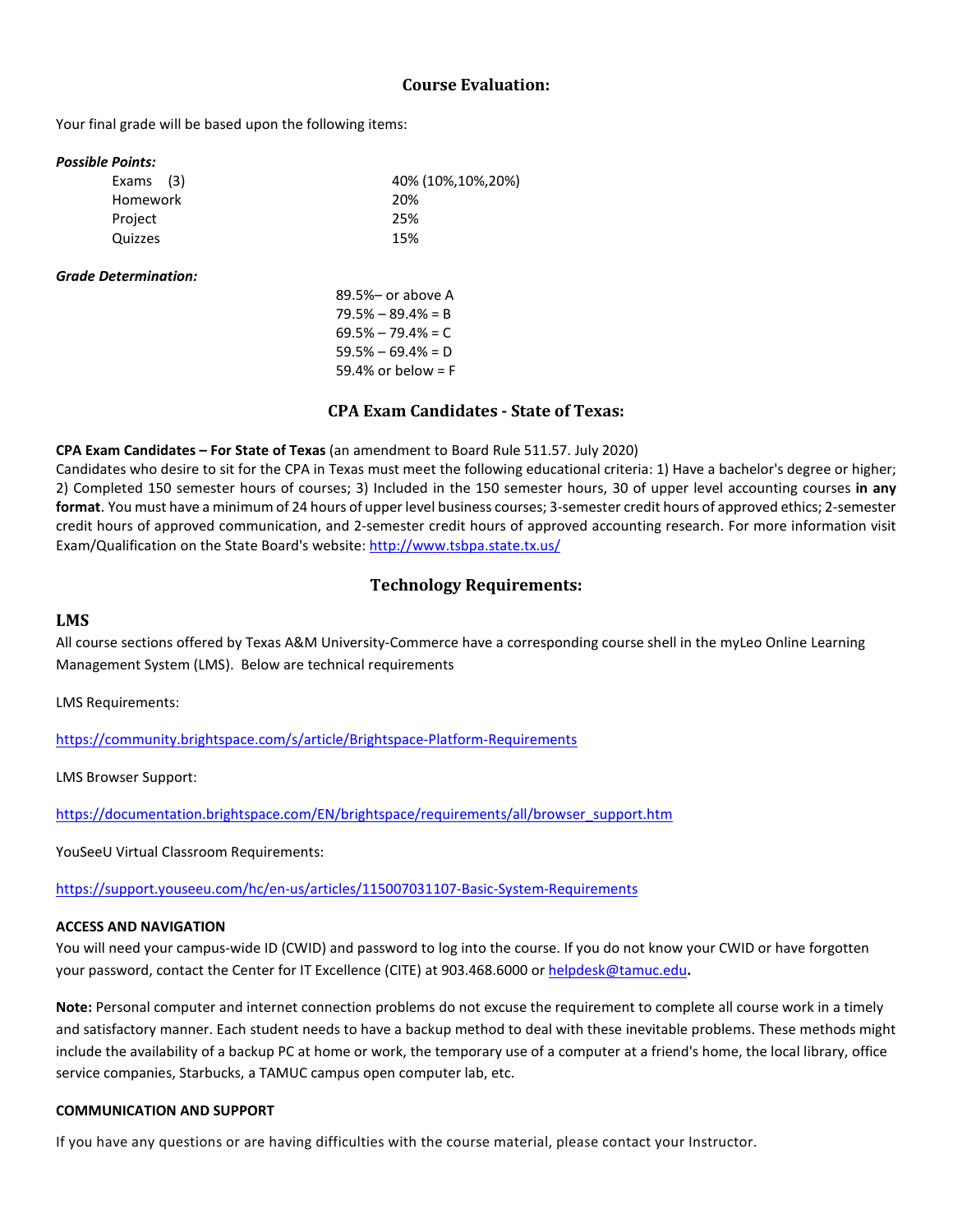## Course Evaluation:

Your final grade will be based upon the following items:

***Possible Points:***

| | |
|---|---|
| Exams (3) | 40% (10%,10%,20%) |
| Homework | 20% |
| Project | 25% |
| Quizzes | 15% |

***Grade Determination:***

89.5%– or above A
79.5% – 89.4% = B
69.5% – 79.4% = C
59.5% – 69.4% = D
59.4% or below = F

## CPA Exam Candidates - State of Texas:

**CPA Exam Candidates – For State of Texas** (an amendment to Board Rule 511.57. July 2020)
Candidates who desire to sit for the CPA in Texas must meet the following educational criteria: 1) Have a bachelor's degree or higher; 2) Completed 150 semester hours of courses; 3) Included in the 150 semester hours, 30 of upper level accounting courses **in any format**. You must have a minimum of 24 hours of upper level business courses; 3-semester credit hours of approved ethics; 2-semester credit hours of approved communication, and 2-semester credit hours of approved accounting research. For more information visit Exam/Qualification on the State Board's website: http://www.tsbpa.state.tx.us/

## Technology Requirements:

### LMS

All course sections offered by Texas A&M University-Commerce have a corresponding course shell in the myLeo Online Learning Management System (LMS). Below are technical requirements

LMS Requirements:

https://community.brightspace.com/s/article/Brightspace-Platform-Requirements

LMS Browser Support:

https://documentation.brightspace.com/EN/brightspace/requirements/all/browser_support.htm

YouSeeU Virtual Classroom Requirements:

https://support.youseeu.com/hc/en-us/articles/115007031107-Basic-System-Requirements

**ACCESS AND NAVIGATION**

You will need your campus-wide ID (CWID) and password to log into the course. If you do not know your CWID or have forgotten your password, contact the Center for IT Excellence (CITE) at 903.468.6000 or helpdesk@tamuc.edu**.**

**Note:** Personal computer and internet connection problems do not excuse the requirement to complete all course work in a timely and satisfactory manner. Each student needs to have a backup method to deal with these inevitable problems. These methods might include the availability of a backup PC at home or work, the temporary use of a computer at a friend's home, the local library, office service companies, Starbucks, a TAMUC campus open computer lab, etc.

**COMMUNICATION AND SUPPORT**

If you have any questions or are having difficulties with the course material, please contact your Instructor.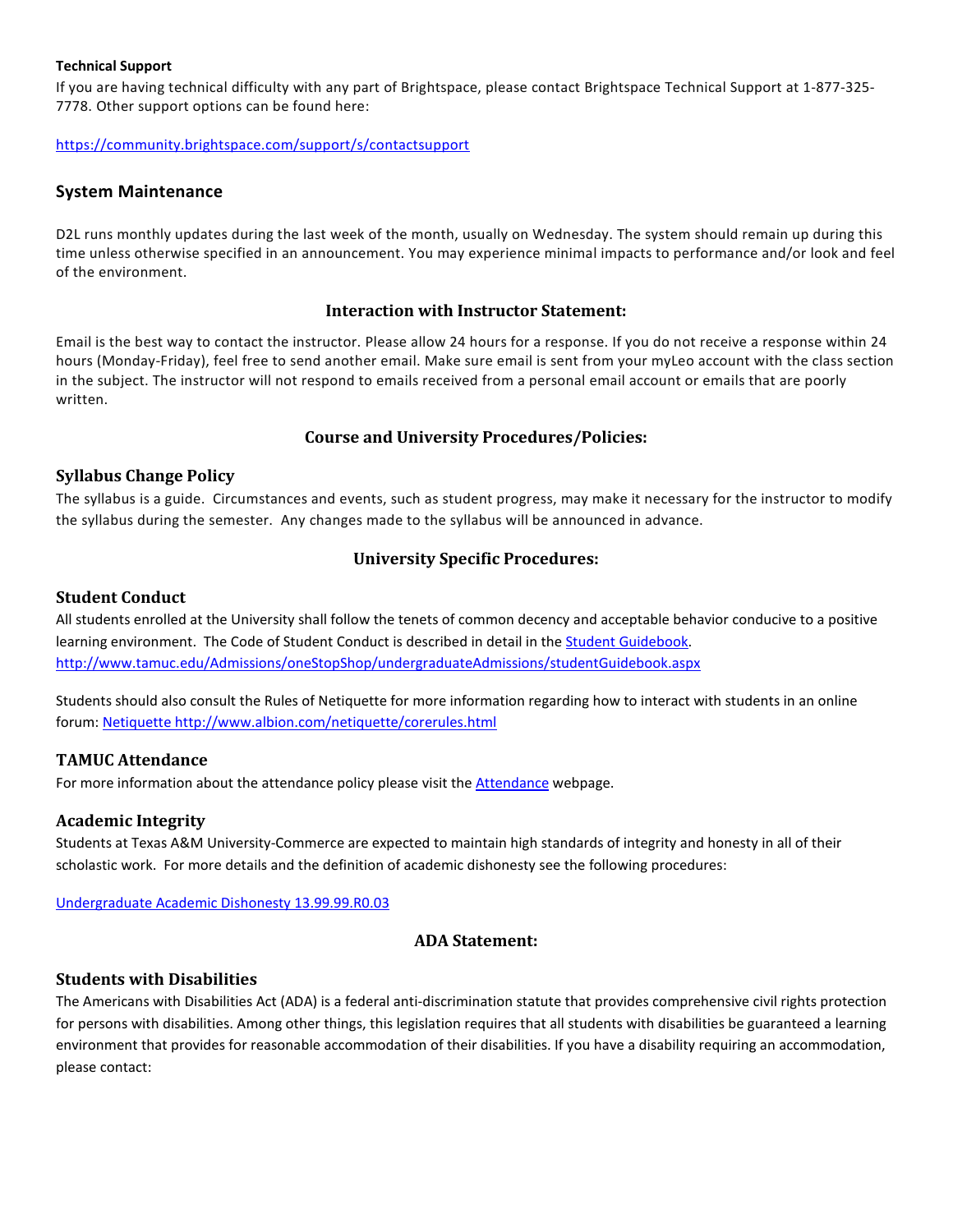**Technical Support**

If you are having technical difficulty with any part of Brightspace, please contact Brightspace Technical Support at 1-877-325-7778. Other support options can be found here:

[https://community.brightspace.com/support/s/contactsupport](https://community.brightspace.com/support/s/contactsupport)

## System Maintenance

D2L runs monthly updates during the last week of the month, usually on Wednesday. The system should remain up during this time unless otherwise specified in an announcement. You may experience minimal impacts to performance and/or look and feel of the environment.

## Interaction with Instructor Statement:

Email is the best way to contact the instructor. Please allow 24 hours for a response. If you do not receive a response within 24 hours (Monday-Friday), feel free to send another email. Make sure email is sent from your myLeo account with the class section in the subject. The instructor will not respond to emails received from a personal email account or emails that are poorly written.

## Course and University Procedures/Policies:

### Syllabus Change Policy

The syllabus is a guide. Circumstances and events, such as student progress, may make it necessary for the instructor to modify the syllabus during the semester. Any changes made to the syllabus will be announced in advance.

## University Specific Procedures:

### Student Conduct

All students enrolled at the University shall follow the tenets of common decency and acceptable behavior conducive to a positive learning environment. The Code of Student Conduct is described in detail in the [Student Guidebook](http://www.tamuc.edu/Admissions/oneStopShop/undergraduateAdmissions/studentGuidebook.aspx).
[http://www.tamuc.edu/Admissions/oneStopShop/undergraduateAdmissions/studentGuidebook.aspx](http://www.tamuc.edu/Admissions/oneStopShop/undergraduateAdmissions/studentGuidebook.aspx)

Students should also consult the Rules of Netiquette for more information regarding how to interact with students in an online forum: [Netiquette http://www.albion.com/netiquette/corerules.html](http://www.albion.com/netiquette/corerules.html)

### TAMUC Attendance

For more information about the attendance policy please visit the [Attendance](#) webpage.

### Academic Integrity

Students at Texas A&M University-Commerce are expected to maintain high standards of integrity and honesty in all of their scholastic work. For more details and the definition of academic dishonesty see the following procedures:

[Undergraduate Academic Dishonesty 13.99.99.R0.03](#)

## ADA Statement:

### Students with Disabilities

The Americans with Disabilities Act (ADA) is a federal anti-discrimination statute that provides comprehensive civil rights protection for persons with disabilities. Among other things, this legislation requires that all students with disabilities be guaranteed a learning environment that provides for reasonable accommodation of their disabilities. If you have a disability requiring an accommodation, please contact: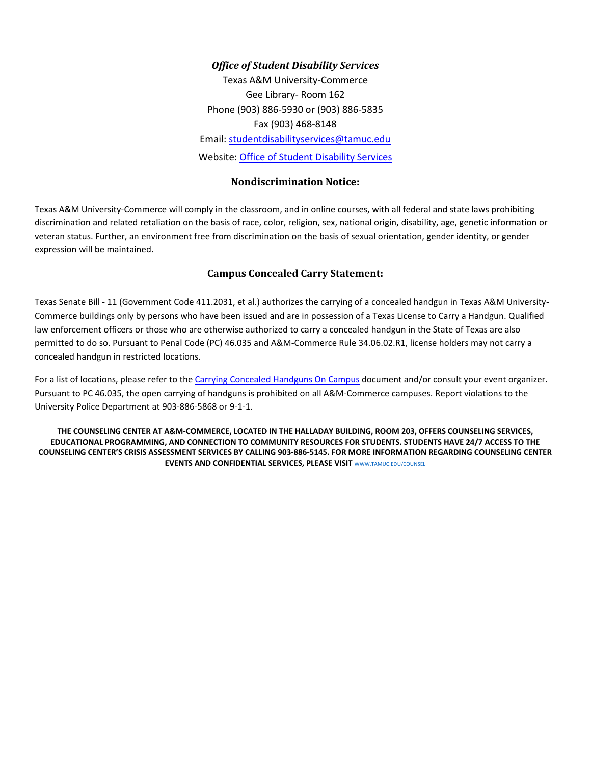***Office of Student Disability Services***

Texas A&M University-Commerce

Gee Library- Room 162

Phone (903) 886-5930 or (903) 886-5835

Fax (903) 468-8148

Email: [studentdisabilityservices@tamuc.edu](mailto:studentdisabilityservices@tamuc.edu)

Website: [Office of Student Disability Services](#)

## Nondiscrimination Notice:

Texas A&M University-Commerce will comply in the classroom, and in online courses, with all federal and state laws prohibiting discrimination and related retaliation on the basis of race, color, religion, sex, national origin, disability, age, genetic information or veteran status. Further, an environment free from discrimination on the basis of sexual orientation, gender identity, or gender expression will be maintained.

## Campus Concealed Carry Statement:

Texas Senate Bill - 11 (Government Code 411.2031, et al.) authorizes the carrying of a concealed handgun in Texas A&M University-Commerce buildings only by persons who have been issued and are in possession of a Texas License to Carry a Handgun. Qualified law enforcement officers or those who are otherwise authorized to carry a concealed handgun in the State of Texas are also permitted to do so. Pursuant to Penal Code (PC) 46.035 and A&M-Commerce Rule 34.06.02.R1, license holders may not carry a concealed handgun in restricted locations.

For a list of locations, please refer to the [Carrying Concealed Handguns On Campus](#) document and/or consult your event organizer. Pursuant to PC 46.035, the open carrying of handguns is prohibited on all A&M-Commerce campuses. Report violations to the University Police Department at 903-886-5868 or 9-1-1.

**THE COUNSELING CENTER AT A&M-COMMERCE, LOCATED IN THE HALLADAY BUILDING, ROOM 203, OFFERS COUNSELING SERVICES, EDUCATIONAL PROGRAMMING, AND CONNECTION TO COMMUNITY RESOURCES FOR STUDENTS. STUDENTS HAVE 24/7 ACCESS TO THE COUNSELING CENTER'S CRISIS ASSESSMENT SERVICES BY CALLING 903-886-5145. FOR MORE INFORMATION REGARDING COUNSELING CENTER EVENTS AND CONFIDENTIAL SERVICES, PLEASE VISIT** [WWW.TAMUC.EDU/COUNSEL](http://www.tamuc.edu/counsel)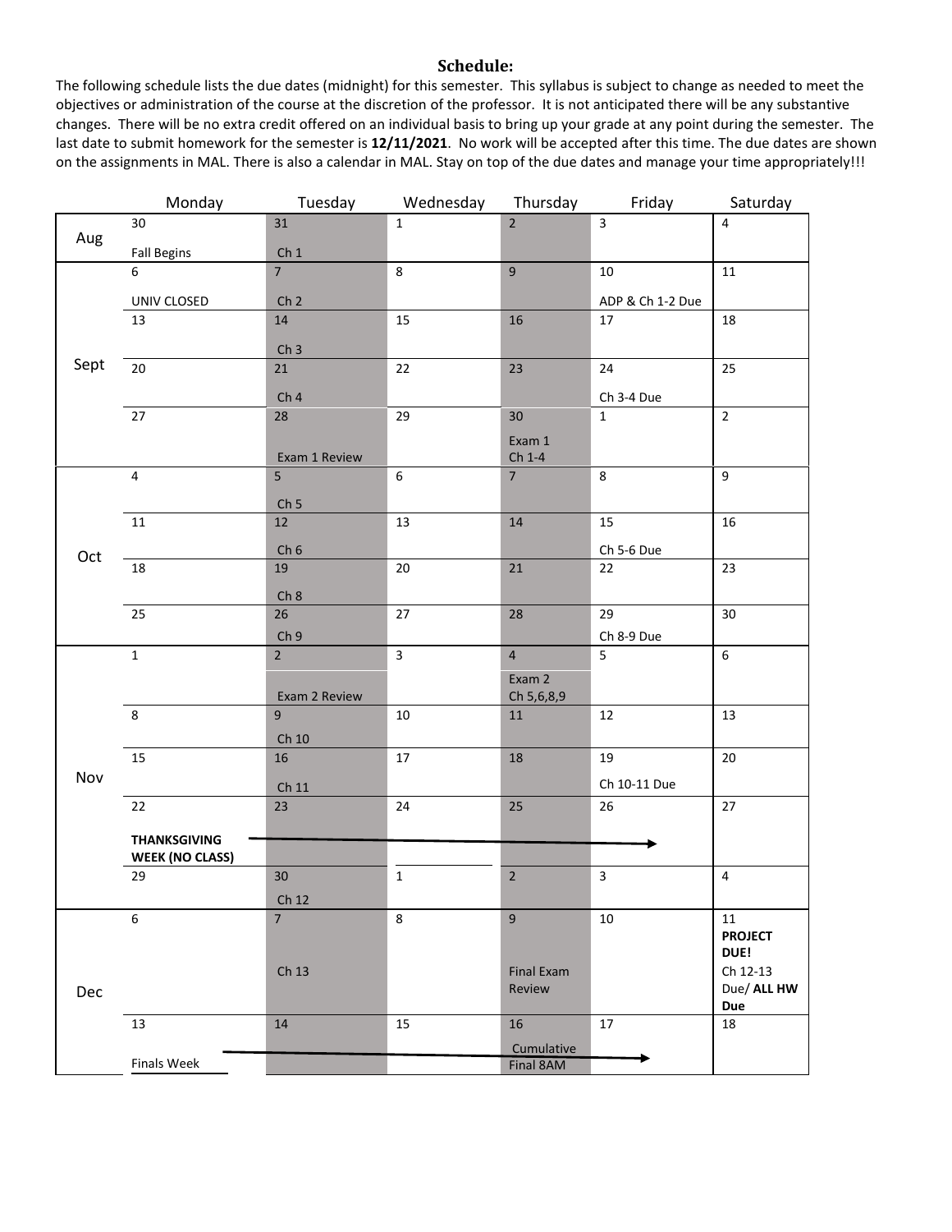## Schedule:

The following schedule lists the due dates (midnight) for this semester. This syllabus is subject to change as needed to meet the objectives or administration of the course at the discretion of the professor. It is not anticipated there will be any substantive changes. There will be no extra credit offered on an individual basis to bring up your grade at any point during the semester. The last date to submit homework for the semester is **12/11/2021**. No work will be accepted after this time. The due dates are shown on the assignments in MAL. There is also a calendar in MAL. Stay on top of the due dates and manage your time appropriately!!!

| | Monday | Tuesday | Wednesday | Thursday | Friday | Saturday |
|---|---|---|---|---|---|---|
| Aug | 30 Fall Begins | 31 Ch 1 | 1 | 2 | 3 | 4 |
| Sept | 6 UNIV CLOSED | 7 Ch 2 | 8 | 9 | 10 ADP & Ch 1-2 Due | 11 |
| | 13 | 14 Ch 3 | 15 | 16 | 17 | 18 |
| | 20 | 21 Ch 4 | 22 | 23 | 24 Ch 3-4 Due | 25 |
| | 27 | 28 Exam 1 Review | 29 | 30 Exam 1 Ch 1-4 | 1 | 2 |
| Oct | 4 | 5 Ch 5 | 6 | 7 | 8 | 9 |
| | 11 | 12 Ch 6 | 13 | 14 | 15 Ch 5-6 Due | 16 |
| | 18 | 19 Ch 8 | 20 | 21 | 22 | 23 |
| | 25 | 26 Ch 9 | 27 | 28 | 29 Ch 8-9 Due | 30 |
| Nov | 1 | 2 Exam 2 Review | 3 | 4 Exam 2 Ch 5,6,8,9 | 5 | 6 |
| | 8 | 9 Ch 10 | 10 | 11 | 12 | 13 |
| | 15 | 16 Ch 11 | 17 | 18 | 19 Ch 10-11 Due | 20 |
| | 22 **THANKSGIVING WEEK (NO CLASS)** → | 23 → | 24 → | 25 → | 26 | 27 |
| | 29 | 30 Ch 12 | 1 | 2 | 3 | 4 |
| Dec | 6 | 7 Ch 13 | 8 | 9 Final Exam Review | 10 | 11 **PROJECT DUE!** Ch 12-13 Due/ **ALL HW Due** |
| | 13 Finals Week → | 14 → | 15 → | 16 Cumulative Final 8AM | 17 | 18 |